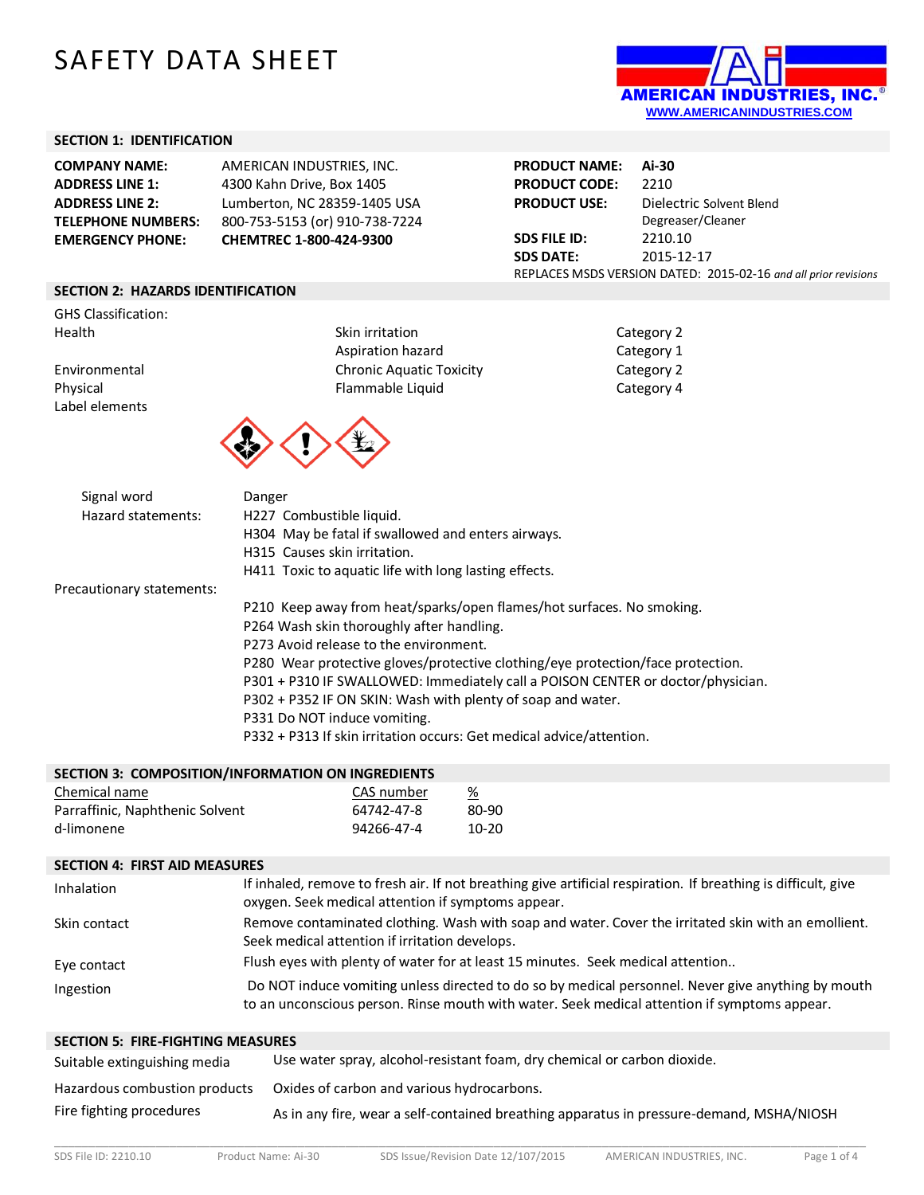# SAFETY DATA SHEET

AMERICAN INDUSTRIES, INC.®
WWW.AMERICANINDUSTRIES.COM

## SECTION 1: IDENTIFICATION

| | |
|---|---|
| **COMPANY NAME:** | AMERICAN INDUSTRIES, INC. |
| **ADDRESS LINE 1:** | 4300 Kahn Drive, Box 1405 |
| **ADDRESS LINE 2:** | Lumberton, NC 28359-1405 USA |
| **TELEPHONE NUMBERS:** | 800-753-5153 (or) 910-738-7224 |
| **EMERGENCY PHONE:** | **CHEMTREC 1-800-424-9300** |

| | |
|---|---|
| **PRODUCT NAME:** | **Ai-30** |
| **PRODUCT CODE:** | 2210 |
| **PRODUCT USE:** | Dielectric Solvent Blend Degreaser/Cleaner |
| **SDS FILE ID:** | 2210.10 |
| **SDS DATE:** | 2015-12-17 |

REPLACES MSDS VERSION DATED: 2015-02-16 *and all prior revisions*

## SECTION 2: HAZARDS IDENTIFICATION

GHS Classification:

| | | |
|---|---|---|
| Health | Skin irritation | Category 2 |
| | Aspiration hazard | Category 1 |
| Environmental | Chronic Aquatic Toxicity | Category 2 |
| Physical | Flammable Liquid | Category 4 |

Label elements

Signal word: Danger

Hazard statements:

- H227 Combustible liquid.
- H304 May be fatal if swallowed and enters airways.
- H315 Causes skin irritation.
- H411 Toxic to aquatic life with long lasting effects.

Precautionary statements:

- P210 Keep away from heat/sparks/open flames/hot surfaces. No smoking.
- P264 Wash skin thoroughly after handling.
- P273 Avoid release to the environment.
- P280 Wear protective gloves/protective clothing/eye protection/face protection.
- P301 + P310 IF SWALLOWED: Immediately call a POISON CENTER or doctor/physician.
- P302 + P352 IF ON SKIN: Wash with plenty of soap and water.
- P331 Do NOT induce vomiting.
- P332 + P313 If skin irritation occurs: Get medical advice/attention.

## SECTION 3: COMPOSITION/INFORMATION ON INGREDIENTS

| Chemical name | CAS number | % |
|---|---|---|
| Parraffinic, Naphthenic Solvent | 64742-47-8 | 80-90 |
| d-limonene | 94266-47-4 | 10-20 |

## SECTION 4: FIRST AID MEASURES

| | |
|---|---|
| Inhalation | If inhaled, remove to fresh air. If not breathing give artificial respiration. If breathing is difficult, give oxygen. Seek medical attention if symptoms appear. |
| Skin contact | Remove contaminated clothing. Wash with soap and water. Cover the irritated skin with an emollient. Seek medical attention if irritation develops. |
| Eye contact | Flush eyes with plenty of water for at least 15 minutes. Seek medical attention.. |
| Ingestion | Do NOT induce vomiting unless directed to do so by medical personnel. Never give anything by mouth to an unconscious person. Rinse mouth with water. Seek medical attention if symptoms appear. |

## SECTION 5: FIRE-FIGHTING MEASURES

| | |
|---|---|
| Suitable extinguishing media | Use water spray, alcohol-resistant foam, dry chemical or carbon dioxide. |
| Hazardous combustion products | Oxides of carbon and various hydrocarbons. |
| Fire fighting procedures | As in any fire, wear a self-contained breathing apparatus in pressure-demand, MSHA/NIOSH |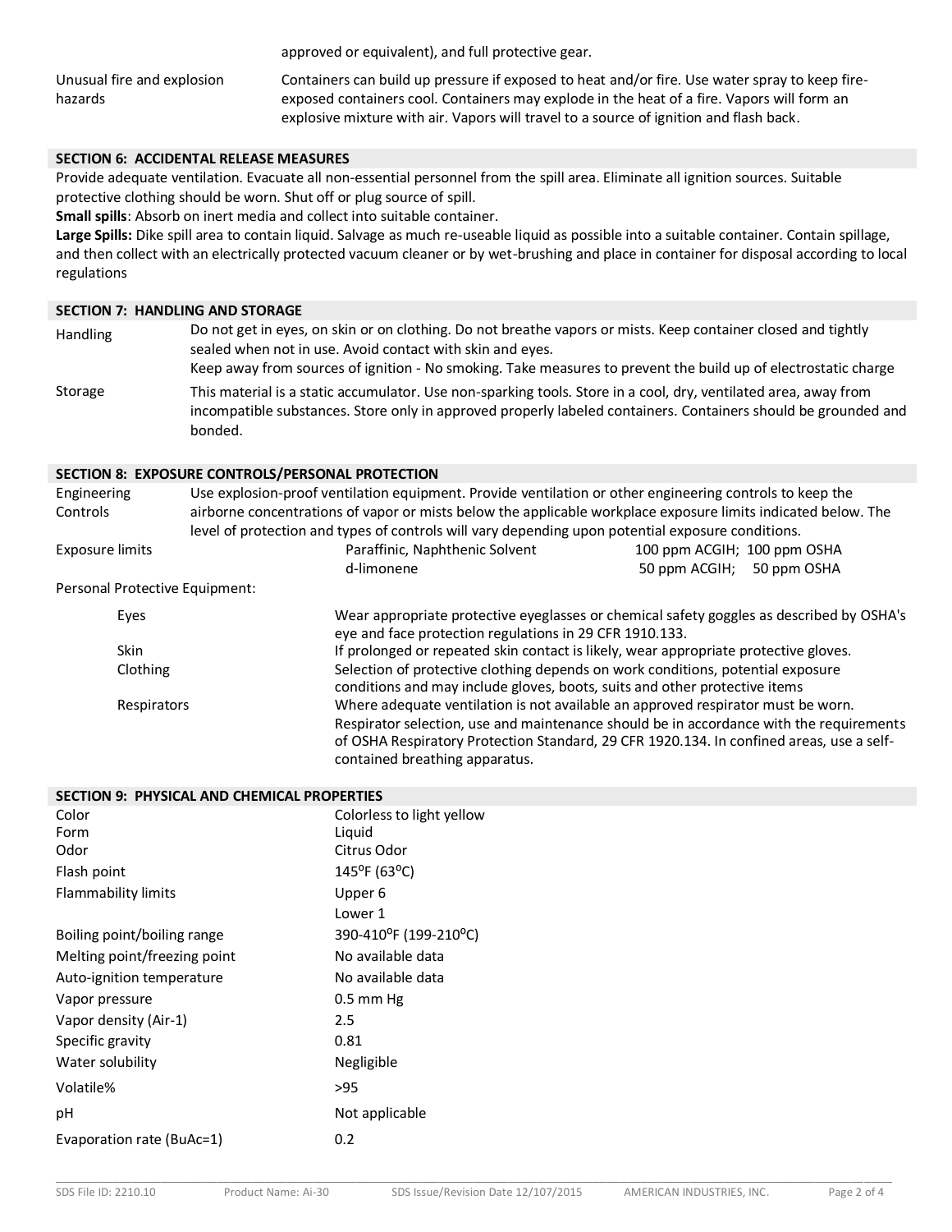approved or equivalent), and full protective gear.

| | |
|---|---|
| Unusual fire and explosion hazards | Containers can build up pressure if exposed to heat and/or fire. Use water spray to keep fire-exposed containers cool. Containers may explode in the heat of a fire. Vapors will form an explosive mixture with air. Vapors will travel to a source of ignition and flash back. |

## SECTION 6: ACCIDENTAL RELEASE MEASURES

Provide adequate ventilation. Evacuate all non-essential personnel from the spill area. Eliminate all ignition sources. Suitable protective clothing should be worn. Shut off or plug source of spill.

**Small spills**: Absorb on inert media and collect into suitable container.

**Large Spills:** Dike spill area to contain liquid. Salvage as much re-useable liquid as possible into a suitable container. Contain spillage, and then collect with an electrically protected vacuum cleaner or by wet-brushing and place in container for disposal according to local regulations

## SECTION 7: HANDLING AND STORAGE

| | |
|---|---|
| Handling | Do not get in eyes, on skin or on clothing. Do not breathe vapors or mists. Keep container closed and tightly sealed when not in use. Avoid contact with skin and eyes. Keep away from sources of ignition - No smoking. Take measures to prevent the build up of electrostatic charge |
| Storage | This material is a static accumulator. Use non-sparking tools. Store in a cool, dry, ventilated area, away from incompatible substances. Store only in approved properly labeled containers. Containers should be grounded and bonded. |

## SECTION 8: EXPOSURE CONTROLS/PERSONAL PROTECTION

| | | |
|---|---|---|
| Engineering Controls | Use explosion-proof ventilation equipment. Provide ventilation or other engineering controls to keep the airborne concentrations of vapor or mists below the applicable workplace exposure limits indicated below. The level of protection and types of controls will vary depending upon potential exposure conditions. | |
| Exposure limits | Paraffinic, Naphthenic Solvent | 100 ppm ACGIH; 100 ppm OSHA |
| | d-limonene | 50 ppm ACGIH; 50 ppm OSHA |

Personal Protective Equipment:

| | |
|---|---|
| Eyes | Wear appropriate protective eyeglasses or chemical safety goggles as described by OSHA's eye and face protection regulations in 29 CFR 1910.133. |
| Skin | If prolonged or repeated skin contact is likely, wear appropriate protective gloves. |
| Clothing | Selection of protective clothing depends on work conditions, potential exposure conditions and may include gloves, boots, suits and other protective items |
| Respirators | Where adequate ventilation is not available an approved respirator must be worn. Respirator selection, use and maintenance should be in accordance with the requirements of OSHA Respiratory Protection Standard, 29 CFR 1920.134. In confined areas, use a self-contained breathing apparatus. |

## SECTION 9: PHYSICAL AND CHEMICAL PROPERTIES

| | |
|---|---|
| Color | Colorless to light yellow |
| Form | Liquid |
| Odor | Citrus Odor |
| Flash point | 145$^{o}$F (63$^{o}$C) |
| Flammability limits | Upper 6 |
| | Lower 1 |
| Boiling point/boiling range | 390-410$^{o}$F (199-210$^{o}$C) |
| Melting point/freezing point | No available data |
| Auto-ignition temperature | No available data |
| Vapor pressure | 0.5 mm Hg |
| Vapor density (Air-1) | 2.5 |
| Specific gravity | 0.81 |
| Water solubility | Negligible |
| Volatile% | >95 |
| pH | Not applicable |
| Evaporation rate (BuAc=1) | 0.2 |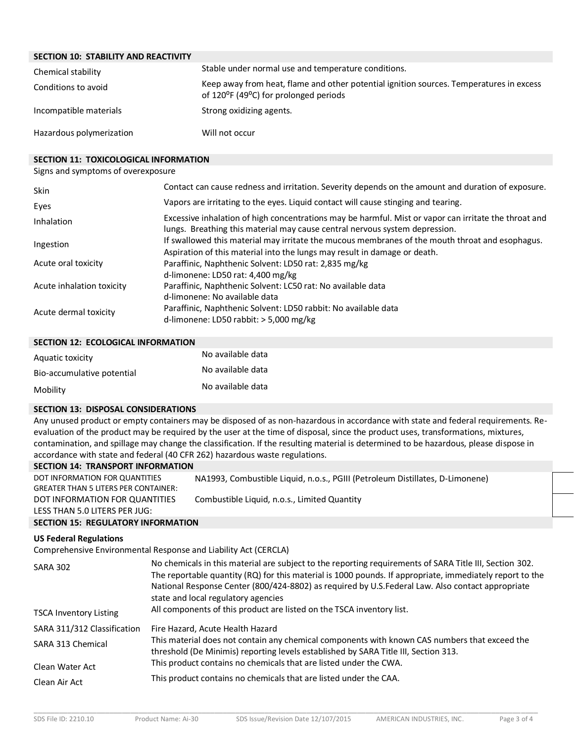## SECTION 10: STABILITY AND REACTIVITY

| | |
|---|---|
| Chemical stability | Stable under normal use and temperature conditions. |
| Conditions to avoid | Keep away from heat, flame and other potential ignition sources. Temperatures in excess of 120⁰F (49⁰C) for prolonged periods |
| Incompatible materials | Strong oxidizing agents. |
| Hazardous polymerization | Will not occur |

## SECTION 11: TOXICOLOGICAL INFORMATION

Signs and symptoms of overexposure

| | |
|---|---|
| Skin | Contact can cause redness and irritation. Severity depends on the amount and duration of exposure. |
| Eyes | Vapors are irritating to the eyes. Liquid contact will cause stinging and tearing. |
| Inhalation | Excessive inhalation of high concentrations may be harmful. Mist or vapor can irritate the throat and lungs. Breathing this material may cause central nervous system depression. |
| Ingestion | If swallowed this material may irritate the mucous membranes of the mouth throat and esophagus. Aspiration of this material into the lungs may result in damage or death. |
| Acute oral toxicity | Paraffinic, Naphthenic Solvent: LD50 rat: 2,835 mg/kg<br>d-limonene: LD50 rat: 4,400 mg/kg |
| Acute inhalation toxicity | Paraffinic, Naphthenic Solvent: LC50 rat: No available data<br>d-limonene: No available data |
| Acute dermal toxicity | Paraffinic, Naphthenic Solvent: LD50 rabbit: No available data<br>d-limonene: LD50 rabbit: > 5,000 mg/kg |

## SECTION 12: ECOLOGICAL INFORMATION

| | |
|---|---|
| Aquatic toxicity | No available data |
| Bio-accumulative potential | No available data |
| Mobility | No available data |

## SECTION 13: DISPOSAL CONSIDERATIONS

Any unused product or empty containers may be disposed of as non-hazardous in accordance with state and federal requirements. Re-evaluation of the product may be required by the user at the time of disposal, since the product uses, transformations, mixtures, contamination, and spillage may change the classification. If the resulting material is determined to be hazardous, please dispose in accordance with state and federal (40 CFR 262) hazardous waste regulations.

## SECTION 14: TRANSPORT INFORMATION

| | |
|---|---|
| DOT INFORMATION FOR QUANTITIES GREATER THAN 5 LITERS PER CONTAINER: | NA1993, Combustible Liquid, n.o.s., PGIII (Petroleum Distillates, D-Limonene) |
| DOT INFORMATION FOR QUANTITIES LESS THAN 5.0 LITERS PER JUG: | Combustible Liquid, n.o.s., Limited Quantity |

## SECTION 15: REGULATORY INFORMATION

### US Federal Regulations

Comprehensive Environmental Response and Liability Act (CERCLA)

| | |
|---|---|
| SARA 302 | No chemicals in this material are subject to the reporting requirements of SARA Title III, Section 302. The reportable quantity (RQ) for this material is 1000 pounds. If appropriate, immediately report to the National Response Center (800/424-8802) as required by U.S.Federal Law. Also contact appropriate state and local regulatory agencies |
| TSCA Inventory Listing | All components of this product are listed on the TSCA inventory list. |
| SARA 311/312 Classification | Fire Hazard, Acute Health Hazard |
| SARA 313 Chemical | This material does not contain any chemical components with known CAS numbers that exceed the threshold (De Minimis) reporting levels established by SARA Title III, Section 313. |
| Clean Water Act | This product contains no chemicals that are listed under the CWA. |
| Clean Air Act | This product contains no chemicals that are listed under the CAA. |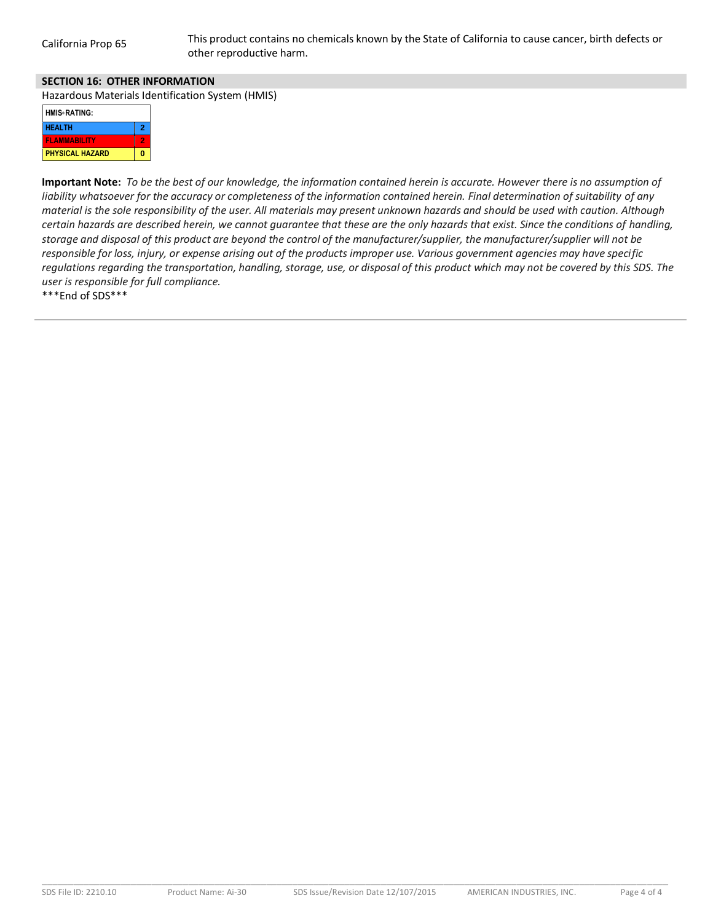| | |
|---|---|
| California Prop 65 | This product contains no chemicals known by the State of California to cause cancer, birth defects or other reproductive harm. |

## SECTION 16: OTHER INFORMATION

Hazardous Materials Identification System (HMIS)

| HMIS® RATING: | |
|---|---|
| HEALTH | 2 |
| FLAMMABILITY | 2 |
| PHYSICAL HAZARD | 0 |

**Important Note:** *To be the best of our knowledge, the information contained herein is accurate. However there is no assumption of liability whatsoever for the accuracy or completeness of the information contained herein. Final determination of suitability of any material is the sole responsibility of the user. All materials may present unknown hazards and should be used with caution. Although certain hazards are described herein, we cannot guarantee that these are the only hazards that exist. Since the conditions of handling, storage and disposal of this product are beyond the control of the manufacturer/supplier, the manufacturer/supplier will not be responsible for loss, injury, or expense arising out of the products improper use. Various government agencies may have specific regulations regarding the transportation, handling, storage, use, or disposal of this product which may not be covered by this SDS. The user is responsible for full compliance.*

***End of SDS***